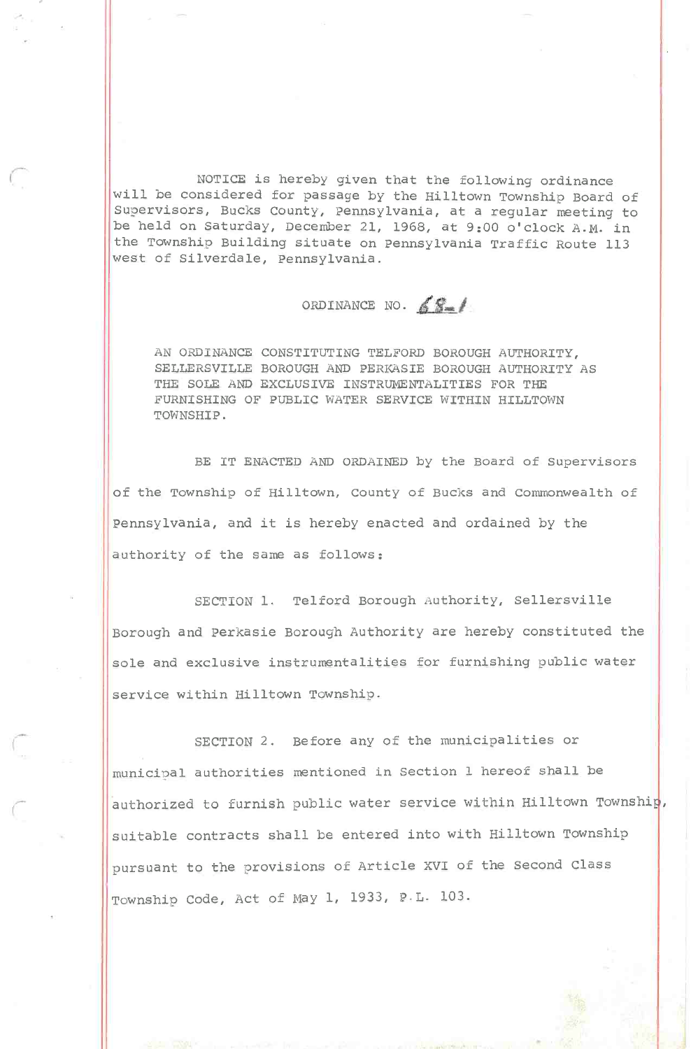NOTICE is hereby given that the following ordinance will be considered for passage by the Hilltown Township Board of Supervisors, Bucks County, Pennsylvania, at a regular meeting to be held on Saturday, December 21, 1968, at 9:00 o'clock A.M. in the Township Building situate on Pennsylvania Traffic Route 113 west of Silverdale, Pennsylvania.

ORDINANCE NO. 68-1

AN ORDINANCE CONSTITUTING TELFORD BOROUGH AUTHORITY, SELLERSVILLE BOROUGH AND PERKASIE BOROUGH AUTHORITY AS THE SOLE AND EXCLUSIVE INSTRUMENTALITIES FOR THE FURNISHING OF PUBLIC WATER SERVICE WITHIN HILLTOWN TOWNSHIP.

BE IT ENACTED AND ORDAINED by the Board of Supervisors of the Township of Hilltown, County of Bucks and Commonwealth of Pennsylvania, and it is hereby enacted and ordained by the authority of the same as follows:

SECTION 1. Telford Borough Authority, Sellersville Borough and Perkasie Borough Authority are hereby constituted the sole and exclusive instrumentalities for furnishing public water service within Hilltown Township.

SECTION 2. Before any of the municipalities or municipal authorities mentioned in Section 1 hereof shall be authorized to furnish public water service within Hilltown Township, suitable contracts shall be entered into with Hilltown Township pursuant to the provisions of Article XVI of the Second Class Township Code, Act of May 1, 1933, P.L. 103.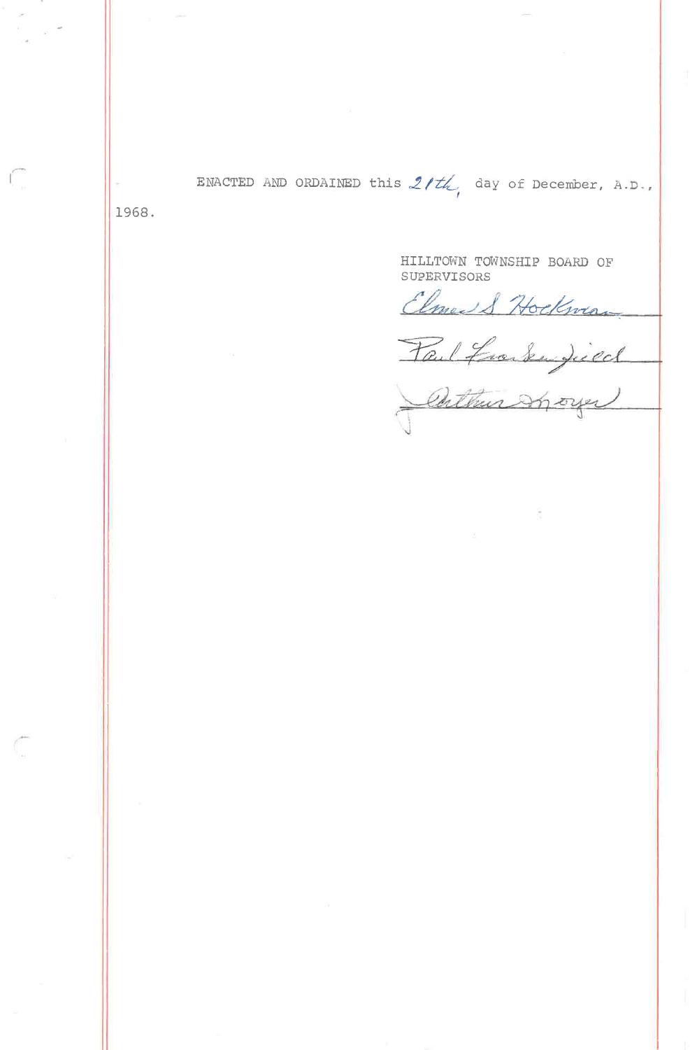ENACTED AND ORDAINED this 21th, day of December, A.D., 1968.

HILLTOWN TOWNSHIP BOARD OF SUPERVISORS

Elmer S. Hockman

Paul Frankenfield

Arthur Moyer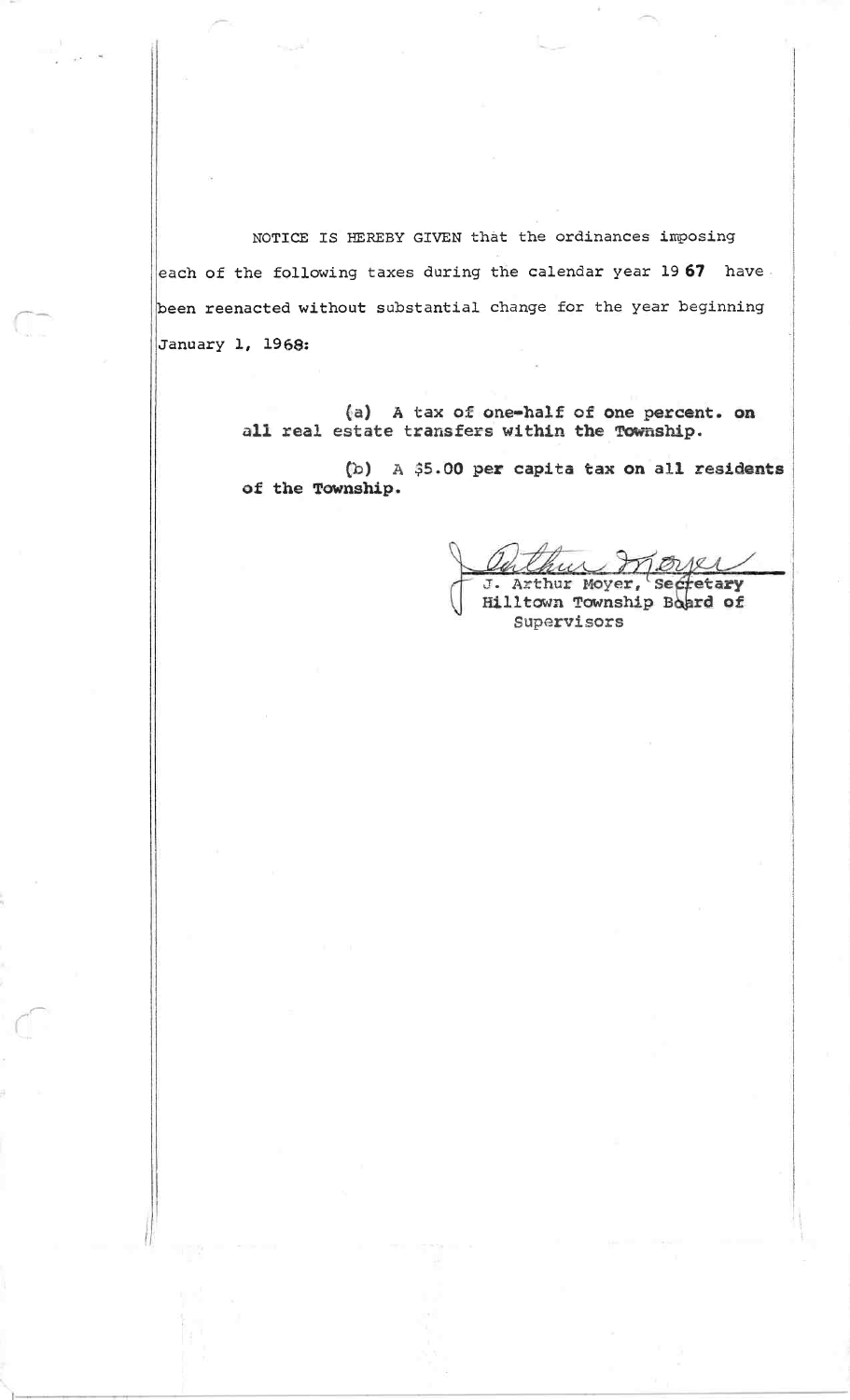NOTICE IS HEREBY GIVEN that the ordinances imposing each of the following taxes during the calendar year 19 **67** have been reenacted without substantial change for the year beginning January 1, 1968:

(a) A tax of one-half of one percent. on all real estate transfers within the Township.

(b) A $5.00 per capita tax on all residents of the Township.

J. Arthur Moyer, Secretary
Hilltown Township Board of Supervisors